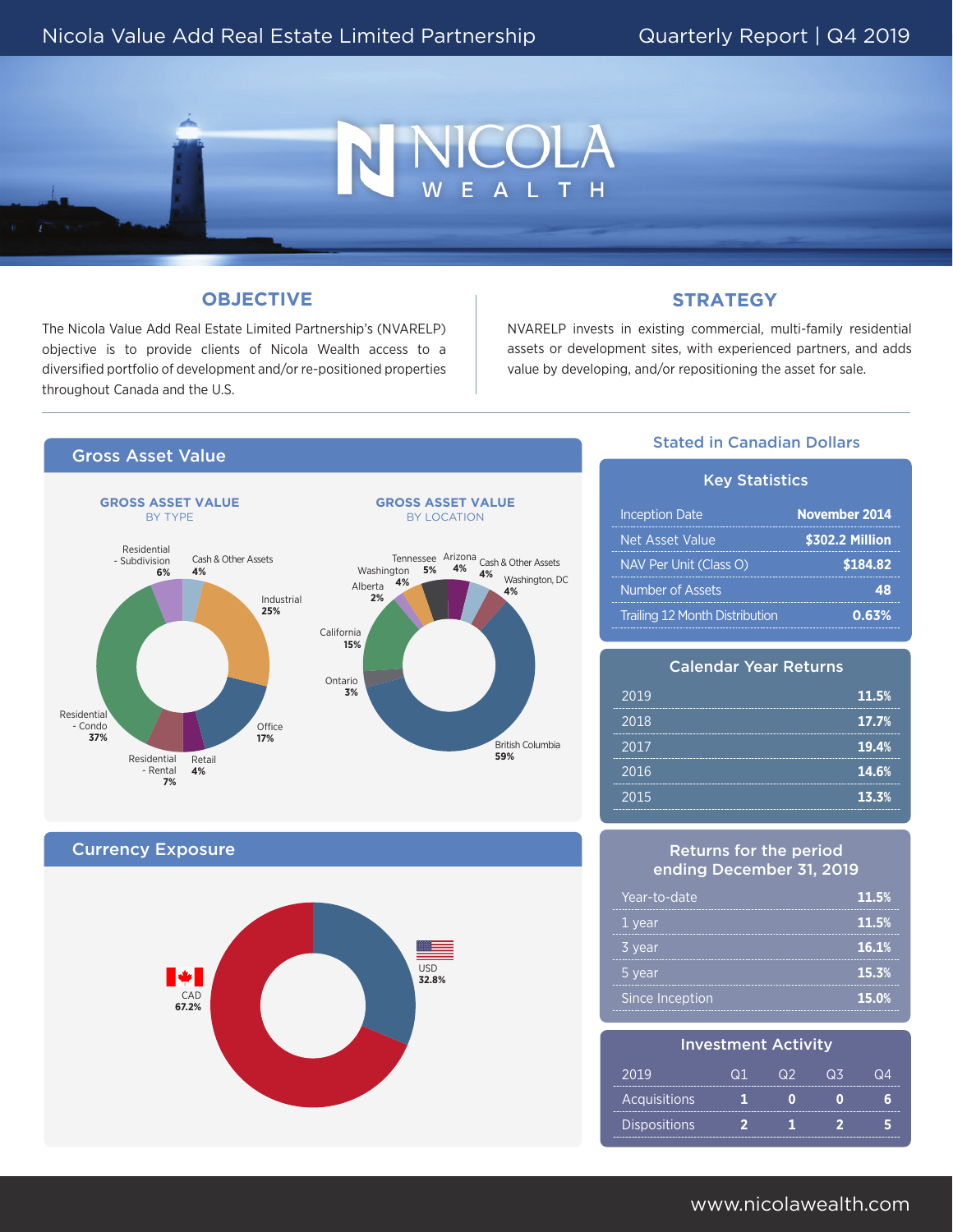# Nicola Value Add Real Estate Limited Partnership

Quarterly Report | Q4 2019

## OBJECTIVE

The Nicola Value Add Real Estate Limited Partnership's (NVARELP) objective is to provide clients of Nicola Wealth access to a diversified portfolio of development and/or re-positioned properties throughout Canada and the U.S.

## STRATEGY

NVARELP invests in existing commercial, multi-family residential assets or development sites, with experienced partners, and adds value by developing, and/or repositioning the asset for sale.

## Gross Asset Value

### GROSS ASSET VALUE BY TYPE

| Type | % |
|---|---|
| Residential - Condo | 37% |
| Industrial | 25% |
| Office | 17% |
| Residential - Rental | 7% |
| Residential - Subdivision | 6% |
| Cash & Other Assets | 4% |
| Retail | 4% |

### GROSS ASSET VALUE BY LOCATION

| Location | % |
|---|---|
| British Columbia | 59% |
| California | 15% |
| Tennessee | 5% |
| Washington | 4% |
| Arizona | 4% |
| Cash & Other Assets | 4% |
| Washington, DC | 4% |
| Ontario | 3% |
| Alberta | 2% |

## Currency Exposure

| Currency | % |
|---|---|
| CAD | 67.2% |
| USD | 32.8% |

Stated in Canadian Dollars

## Key Statistics

| | |
|---|---|
| Inception Date | November 2014 |
| Net Asset Value | $302.2 Million |
| NAV Per Unit (Class O) | $184.82 |
| Number of Assets | 48 |
| Trailing 12 Month Distribution | 0.63% |

## Calendar Year Returns

| | |
|---|---|
| 2019 | 11.5% |
| 2018 | 17.7% |
| 2017 | 19.4% |
| 2016 | 14.6% |
| 2015 | 13.3% |

## Returns for the period ending December 31, 2019

| | |
|---|---|
| Year-to-date | 11.5% |
| 1 year | 11.5% |
| 3 year | 16.1% |
| 5 year | 15.3% |
| Since Inception | 15.0% |

## Investment Activity

| 2019 | Q1 | Q2 | Q3 | Q4 |
|---|---|---|---|---|
| Acquisitions | 1 | 0 | 0 | 6 |
| Dispositions | 2 | 1 | 2 | 5 |

www.nicolawealth.com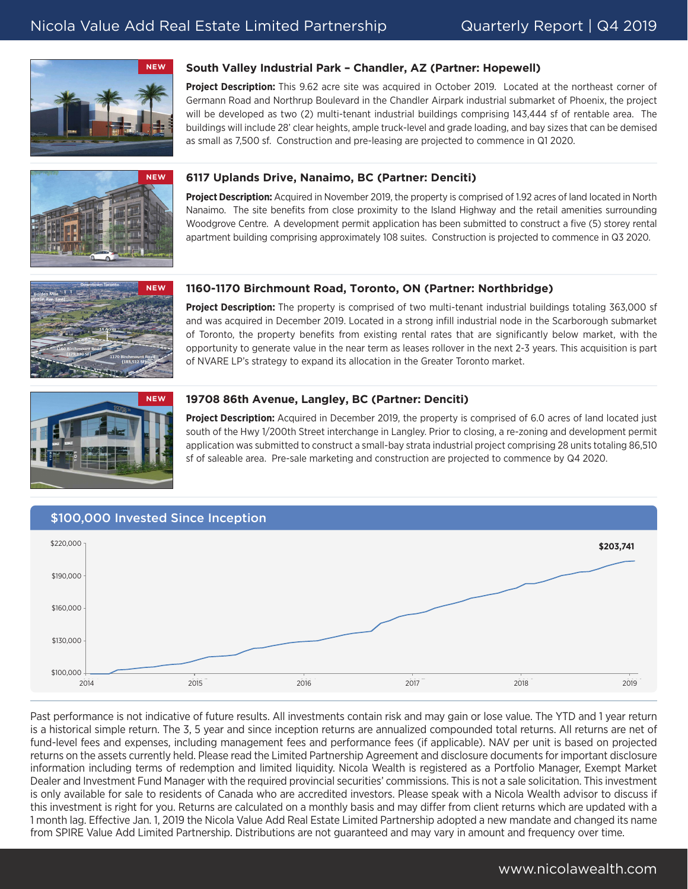### South Valley Industrial Park – Chandler, AZ (Partner: Hopewell)

**Project Description:** This 9.62 acre site was acquired in October 2019. Located at the northeast corner of Germann Road and Northrup Boulevard in the Chandler Airpark industrial submarket of Phoenix, the project will be developed as two (2) multi-tenant industrial buildings comprising 143,444 sf of rentable area. The buildings will include 28' clear heights, ample truck-level and grade loading, and bay sizes that can be demised as small as 7,500 sf. Construction and pre-leasing are projected to commence in Q1 2020.

### 6117 Uplands Drive, Nanaimo, BC (Partner: Denciti)

**Project Description:** Acquired in November 2019, the property is comprised of 1.92 acres of land located in North Nanaimo. The site benefits from close proximity to the Island Highway and the retail amenities surrounding Woodgrove Centre. A development permit application has been submitted to construct a five (5) storey rental apartment building comprising approximately 108 suites. Construction is projected to commence in Q3 2020.

### 1160-1170 Birchmount Road, Toronto, ON (Partner: Northbridge)

**Project Description:** The property is comprised of two multi-tenant industrial buildings totaling 363,000 sf and was acquired in December 2019. Located in a strong infill industrial node in the Scarborough submarket of Toronto, the property benefits from existing rental rates that are significantly below market, with the opportunity to generate value in the near term as leases rollover in the next 2-3 years. This acquisition is part of NVARE LP's strategy to expand its allocation in the Greater Toronto market.

### 19708 86th Avenue, Langley, BC (Partner: Denciti)

**Project Description:** Acquired in December 2019, the property is comprised of 6.0 acres of land located just south of the Hwy 1/200th Street interchange in Langley. Prior to closing, a re-zoning and development permit application was submitted to construct a small-bay strata industrial project comprising 28 units totaling 86,510 sf of saleable area. Pre-sale marketing and construction are projected to commence by Q4 2020.

## $100,000 Invested Since Inception

$203,741

$220,000
$190,000
$160,000
$130,000
$100,000

2014
2015
2016
2017
2018
2019

Past performance is not indicative of future results. All investments contain risk and may gain or lose value. The YTD and 1 year return is a historical simple return. The 3, 5 year and since inception returns are annualized compounded total returns. All returns are net of fund-level fees and expenses, including management fees and performance fees (if applicable). NAV per unit is based on projected returns on the assets currently held. Please read the Limited Partnership Agreement and disclosure documents for important disclosure information including terms of redemption and limited liquidity. Nicola Wealth is registered as a Portfolio Manager, Exempt Market Dealer and Investment Fund Manager with the required provincial securities' commissions. This is not a sale solicitation. This investment is only available for sale to residents of Canada who are accredited investors. Please speak with a Nicola Wealth advisor to discuss if this investment is right for you. Returns are calculated on a monthly basis and may differ from client returns which are updated with a 1 month lag. Effective Jan. 1, 2019 the Nicola Value Add Real Estate Limited Partnership adopted a new mandate and changed its name from SPIRE Value Add Limited Partnership. Distributions are not guaranteed and may vary in amount and frequency over time.